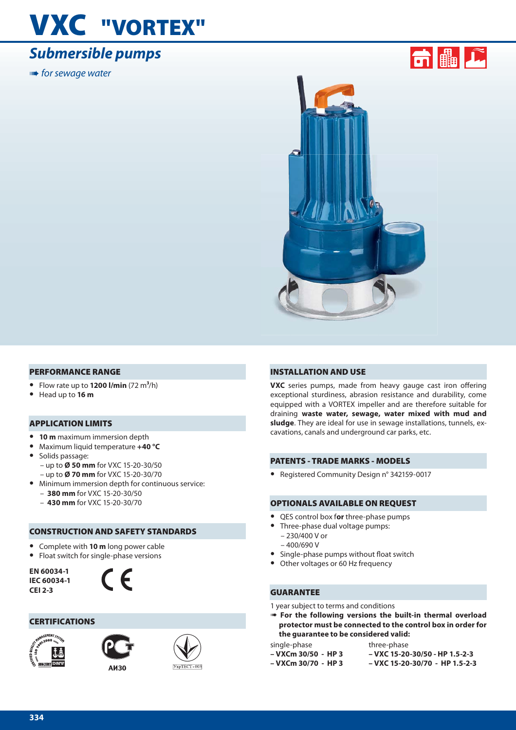# VXC "VORTEX"

## *Submersible pumps*

*for sewage water*

## PERFORMANCE RANGE

- Flow rate up to **1200 l/min** (72 $m^3$/h)
- Head up to **16 m**

## APPLICATION LIMITS

- **10 m** maximum immersion depth
- Maximum liquid temperature **+40 °C**
- Solids passage:
  - up to **Ø 50 mm** for VXC 15-20-30/50
  - up to **Ø 70 mm** for VXC 15-20-30/70
- Minimum immersion depth for continuous service:
  - **380 mm** for VXC 15-20-30/50
  - **430 mm** for VXC 15-20-30/70

## CONSTRUCTION AND SAFETY STANDARDS

- Complete with **10 m** long power cable
- Float switch for single-phase versions

**EN 60034-1**
**IEC 60034-1**
**CEI 2-3**

CE

## CERTIFICATIONS

АИ30

## INSTALLATION AND USE

**VXC** series pumps, made from heavy gauge cast iron offering exceptional sturdiness, abrasion resistance and durability, come equipped with a VORTEX impeller and are therefore suitable for draining **waste water, sewage, water mixed with mud and sludge**. They are ideal for use in sewage installations, tunnels, excavations, canals and underground car parks, etc.

## PATENTS - TRADE MARKS - MODELS

- Registered Community Design n° 342159-0017

## OPTIONALS AVAILABLE ON REQUEST

- QES control box f**or** three-phase pumps
- Three-phase dual voltage pumps:
  - 230/400 V or
  - 400/690 V
- Single-phase pumps without float switch
- Other voltages or 60 Hz frequency

## GUARANTEE

1 year subject to terms and conditions

**For the following versions the built-in thermal overload protector must be connected to the control box in order for the guarantee to be considered valid:**

| single-phase | three-phase |
|---|---|
| **– VXCm 30/50 - HP 3** | **– VXC 15-20-30/50 - HP 1.5-2-3** |
| **– VXCm 30/70 - HP 3** | **– VXC 15-20-30/70 - HP 1.5-2-3** |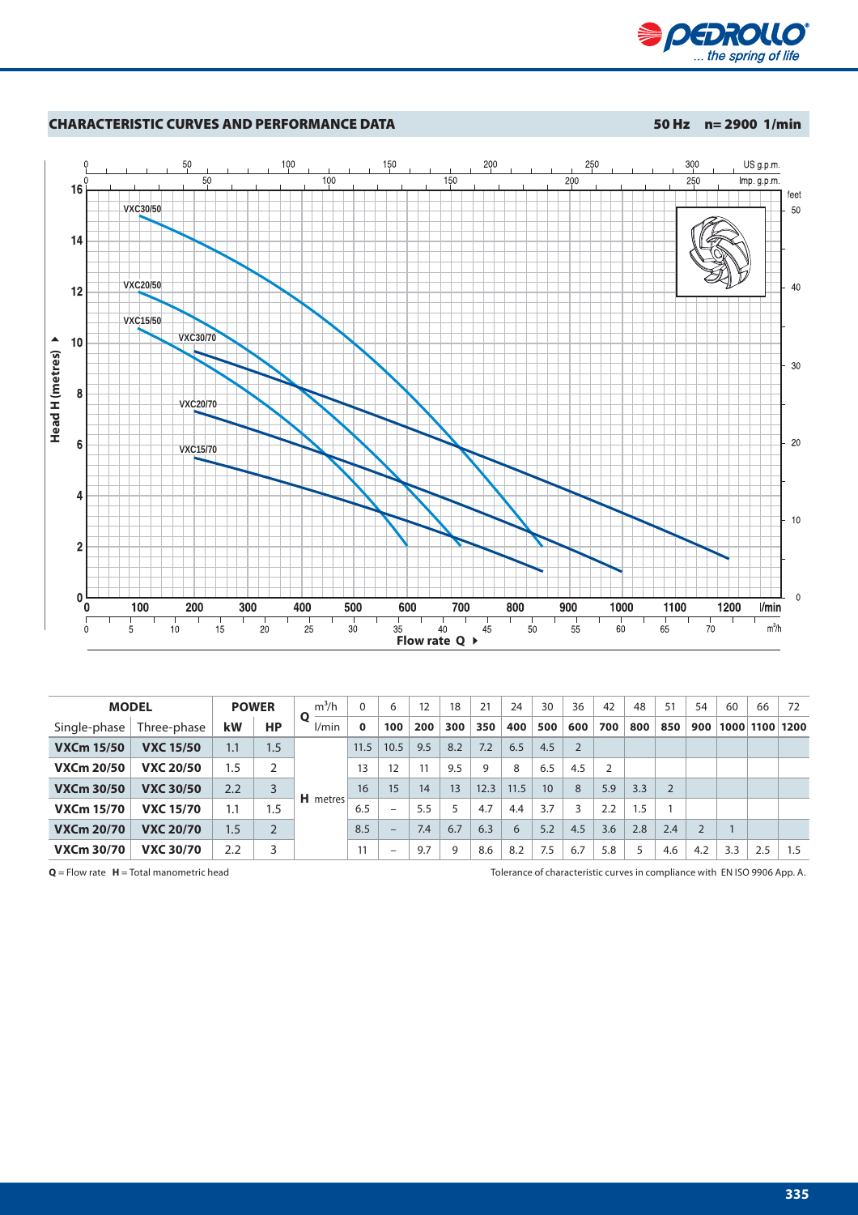## CHARACTERISTIC CURVES AND PERFORMANCE DATA

**50 Hz n= 2900 1/min**

| MODEL | | POWER | | Q | m³/h | 0 | 6 | 12 | 18 | 21 | 24 | 30 | 36 | 42 | 48 | 51 | 54 | 60 | 66 | 72 |
|---|---|---|---|---|---|---|---|---|---|---|---|---|---|---|---|---|---|---|---|---|
| Single-phase | Three-phase | kW | HP | | l/min | **0** | **100** | **200** | **300** | **350** | **400** | **500** | **600** | **700** | **800** | **850** | **900** | **1000** | **1100** | **1200** |
| **VXCm 15/50** | **VXC 15/50** | 1.1 | 1.5 | **H** | metres | 11.5 | 10.5 | 9.5 | 8.2 | 7.2 | 6.5 | 4.5 | 2 | | | | | | | |
| **VXCm 20/50** | **VXC 20/50** | 1.5 | 2 | | | 13 | 12 | 11 | 9.5 | 9 | 8 | 6.5 | 4.5 | 2 | | | | | | |
| **VXCm 30/50** | **VXC 30/50** | 2.2 | 3 | | | 16 | 15 | 14 | 13 | 12.3 | 11.5 | 10 | 8 | 5.9 | 3.3 | 2 | | | | |
| **VXCm 15/70** | **VXC 15/70** | 1.1 | 1.5 | | | 6.5 | – | 5.5 | 5 | 4.7 | 4.4 | 3.7 | 3 | 2.2 | 1.5 | 1 | | | | |
| **VXCm 20/70** | **VXC 20/70** | 1.5 | 2 | | | 8.5 | – | 7.4 | 6.7 | 6.3 | 6 | 5.2 | 4.5 | 3.6 | 2.8 | 2.4 | 2 | 1 | | |
| **VXCm 30/70** | **VXC 30/70** | 2.2 | 3 | | | 11 | – | 9.7 | 9 | 8.6 | 8.2 | 7.5 | 6.7 | 5.8 | 5 | 4.6 | 4.2 | 3.3 | 2.5 | 1.5 |

**Q** = Flow rate **H** = Total manometric head

Tolerance of characteristic curves in compliance with EN ISO 9906 App. A.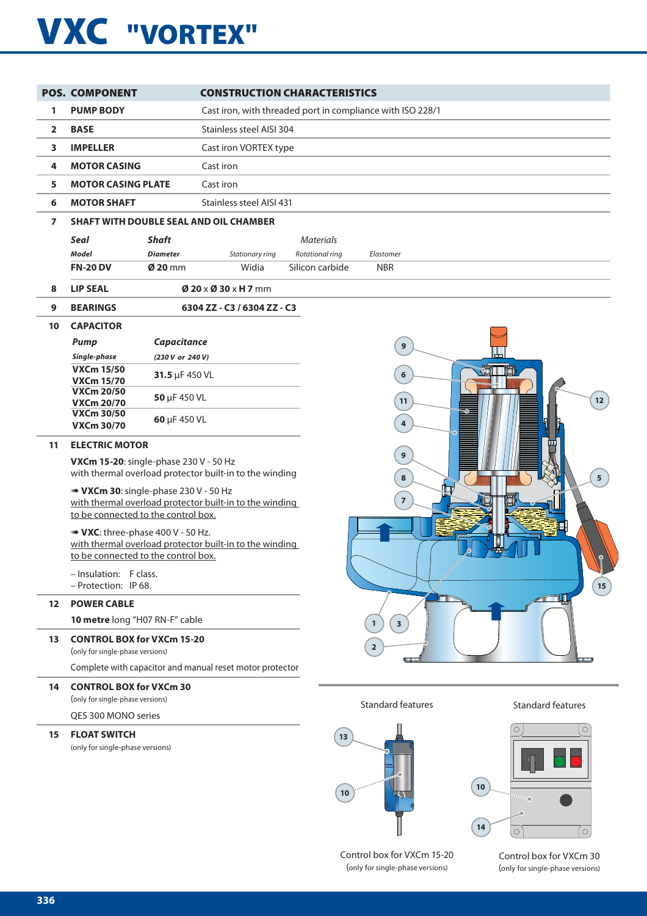# VXC "VORTEX"

| POS. | COMPONENT | CONSTRUCTION CHARACTERISTICS |
|---|---|---|
| 1 | **PUMP BODY** | Cast iron, with threaded port in compliance with ISO 228/1 |
| 2 | **BASE** | Stainless steel AISI 304 |
| 3 | **IMPELLER** | Cast iron VORTEX type |
| 4 | **MOTOR CASING** | Cast iron |
| 5 | **MOTOR CASING PLATE** | Cast iron |
| 6 | **MOTOR SHAFT** | Stainless steel AISI 431 |

**7 SHAFT WITH DOUBLE SEAL AND OIL CHAMBER**

| *Seal* | *Shaft* | *Materials* | | |
|---|---|---|---|---|
| *Model* | *Diameter* | *Stationary ring* | *Rotational ring* | *Elastomer* |
| **FN-20 DV** | **Ø 20** mm | Widia | Silicon carbide | NBR |

**8 LIP SEAL** — **Ø 20** x **Ø 30** x **H 7** mm

**9 BEARINGS** — **6304 ZZ - C3 / 6304 ZZ - C3**

**10 CAPACITOR**

| *Pump* *Single-phase* | *Capacitance* *(230 V or 240 V)* |
|---|---|
| **VXCm 15/50** **VXCm 15/70** | **31.5** µF 450 VL |
| **VXCm 20/50** **VXCm 20/70** | **50** µF 450 VL |
| **VXCm 30/50** **VXCm 30/70** | **60** µF 450 VL |

**11 ELECTRIC MOTOR**

**VXCm 15-20**: single-phase 230 V - 50 Hz
with thermal overload protector built-in to the winding

➠ **VXCm 30**: single-phase 230 V - 50 Hz
with thermal overload protector built-in to the winding to be connected to the control box.

➠ **VXC**: three-phase 400 V - 50 Hz.
with thermal overload protector built-in to the winding to be connected to the control box.

– Insulation: F class.
– Protection: IP 68.

**12 POWER CABLE**

**10 metre** long "H07 RN-F" cable

**13 CONTROL BOX for VXCm 15-20**
(only for single-phase versions)

Complete with capacitor and manual reset motor protector

**14 CONTROL BOX for VXCm 30**
(only for single-phase versions)

QES 300 MONO series

**15 FLOAT SWITCH**
(only for single-phase versions)

Standard features — Control box for VXCm 15-20 (only for single-phase versions)

Standard features — Control box for VXCm 30 (only for single-phase versions)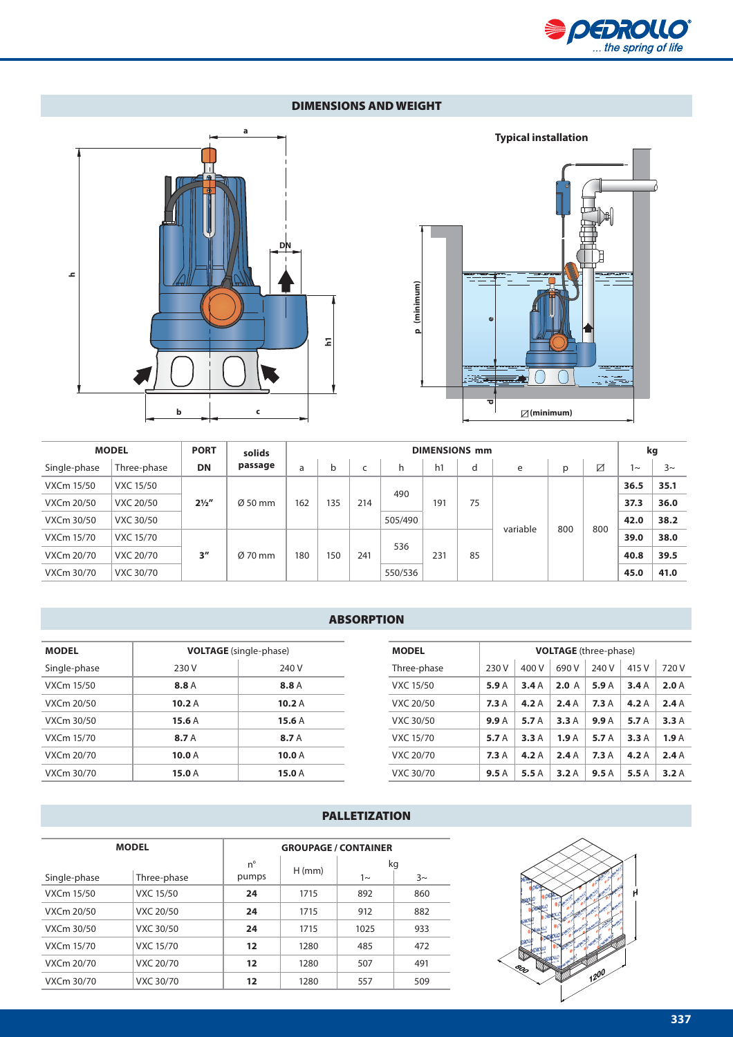## DIMENSIONS AND WEIGHT

Typical installation

| MODEL | | PORT | solids | DIMENSIONS mm | | | | | | | | | kg | |
|---|---|---|---|---|---|---|---|---|---|---|---|---|---|---|
| Single-phase | Three-phase | DN | passage | a | b | c | h | h1 | d | e | p | ◸ | 1~ | 3~ |
| VXCm 15/50 | VXC 15/50 | 2½" | Ø 50 mm | 162 | 135 | 214 | 490 | 191 | 75 | variable | 800 | 800 | **36.5** | **35.1** |
| VXCm 20/50 | VXC 20/50 | | | | | | | | | | | | **37.3** | **36.0** |
| VXCm 30/50 | VXC 30/50 | | | | | | 505/490 | | | | | | **42.0** | **38.2** |
| VXCm 15/70 | VXC 15/70 | 3" | Ø 70 mm | 180 | 150 | 241 | 536 | 231 | 85 | | | | **39.0** | **38.0** |
| VXCm 20/70 | VXC 20/70 | | | | | | | | | | | | **40.8** | **39.5** |
| VXCm 30/70 | VXC 30/70 | | | | | | 550/536 | | | | | | **45.0** | **41.0** |

## ABSORPTION

| MODEL | VOLTAGE (single-phase) | |
|---|---|---|
| Single-phase | 230 V | 240 V |
| VXCm 15/50 | **8.8** A | **8.8** A |
| VXCm 20/50 | **10.2** A | **10.2** A |
| VXCm 30/50 | **15.6** A | **15.6** A |
| VXCm 15/70 | **8.7** A | **8.7** A |
| VXCm 20/70 | **10.0** A | **10.0** A |
| VXCm 30/70 | **15.0** A | **15.0** A |

| MODEL | VOLTAGE (three-phase) | | | | | |
|---|---|---|---|---|---|---|
| Three-phase | 230 V | 400 V | 690 V | 240 V | 415 V | 720 V |
| VXC 15/50 | **5.9** A | **3.4** A | **2.0** A | **5.9** A | **3.4** A | **2.0** A |
| VXC 20/50 | **7.3** A | **4.2** A | **2.4** A | **7.3** A | **4.2** A | **2.4** A |
| VXC 30/50 | **9.9** A | **5.7** A | **3.3** A | **9.9** A | **5.7** A | **3.3** A |
| VXC 15/70 | **5.7** A | **3.3** A | **1.9** A | **5.7** A | **3.3** A | **1.9** A |
| VXC 20/70 | **7.3** A | **4.2** A | **2.4** A | **7.3** A | **4.2** A | **2.4** A |
| VXC 30/70 | **9.5** A | **5.5** A | **3.2** A | **9.5** A | **5.5** A | **3.2** A |

## PALLETIZATION

| MODEL | | GROUPAGE / CONTAINER | | | |
|---|---|---|---|---|---|
| | | n° | H (mm) | kg | |
| Single-phase | Three-phase | pumps | | 1~ | 3~ |
| VXCm 15/50 | VXC 15/50 | **24** | 1715 | 892 | 860 |
| VXCm 20/50 | VXC 20/50 | **24** | 1715 | 912 | 882 |
| VXCm 30/50 | VXC 30/50 | **24** | 1715 | 1025 | 933 |
| VXCm 15/70 | VXC 15/70 | **12** | 1280 | 485 | 472 |
| VXCm 20/70 | VXC 20/70 | **12** | 1280 | 507 | 491 |
| VXCm 30/70 | VXC 30/70 | **12** | 1280 | 557 | 509 |